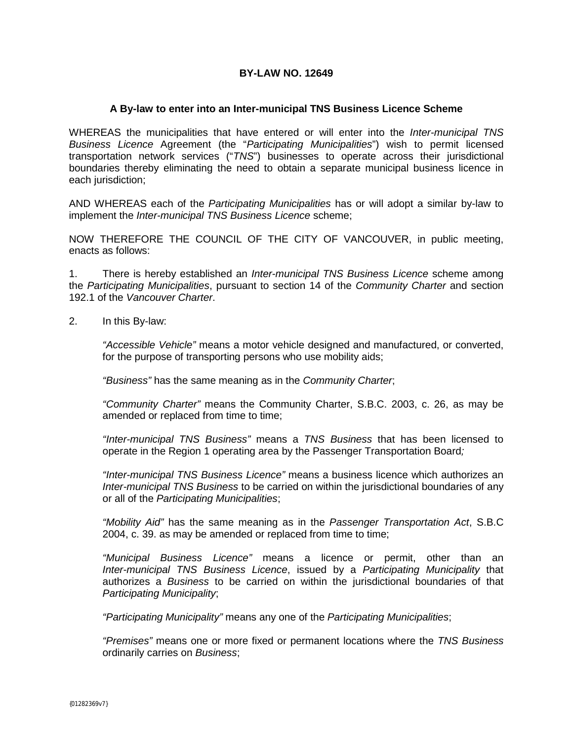# BY-LAW NO. 12649

## A By-law to enter into an Inter-municipal TNS Business Licence Scheme

WHEREAS the municipalities that have entered or will enter into the *Inter-municipal TNS Business Licence* Agreement (the "*Participating Municipalities*") wish to permit licensed transportation network services ("*TNS*") businesses to operate across their jurisdictional boundaries thereby eliminating the need to obtain a separate municipal business licence in each jurisdiction;

AND WHEREAS each of the *Participating Municipalities* has or will adopt a similar by-law to implement the *Inter-municipal TNS Business Licence* scheme;

NOW THEREFORE THE COUNCIL OF THE CITY OF VANCOUVER, in public meeting, enacts as follows:

1. There is hereby established an *Inter-municipal TNS Business Licence* scheme among the *Participating Municipalities*, pursuant to section 14 of the *Community Charter* and section 192.1 of the *Vancouver Charter*.

2. In this By-law:

   *"Accessible Vehicle"* means a motor vehicle designed and manufactured, or converted, for the purpose of transporting persons who use mobility aids;

   *"Business"* has the same meaning as in the *Community Charter*;

   *"Community Charter"* means the Community Charter, S.B.C. 2003, c. 26, as may be amended or replaced from time to time;

   *"Inter-municipal TNS Business"* means a *TNS Business* that has been licensed to operate in the Region 1 operating area by the Passenger Transportation Board*;*

   *"Inter-municipal TNS Business Licence"* means a business licence which authorizes an *Inter-municipal TNS Business* to be carried on within the jurisdictional boundaries of any or all of the *Participating Municipalities*;

   *"Mobility Aid"* has the same meaning as in the *Passenger Transportation Act*, S.B.C 2004, c. 39. as may be amended or replaced from time to time;

   *"Municipal Business Licence"* means a licence or permit, other than an *Inter-municipal TNS Business Licence*, issued by a *Participating Municipality* that authorizes a *Business* to be carried on within the jurisdictional boundaries of that *Participating Municipality*;

   *"Participating Municipality"* means any one of the *Participating Municipalities*;

   *"Premises"* means one or more fixed or permanent locations where the *TNS Business* ordinarily carries on *Business*;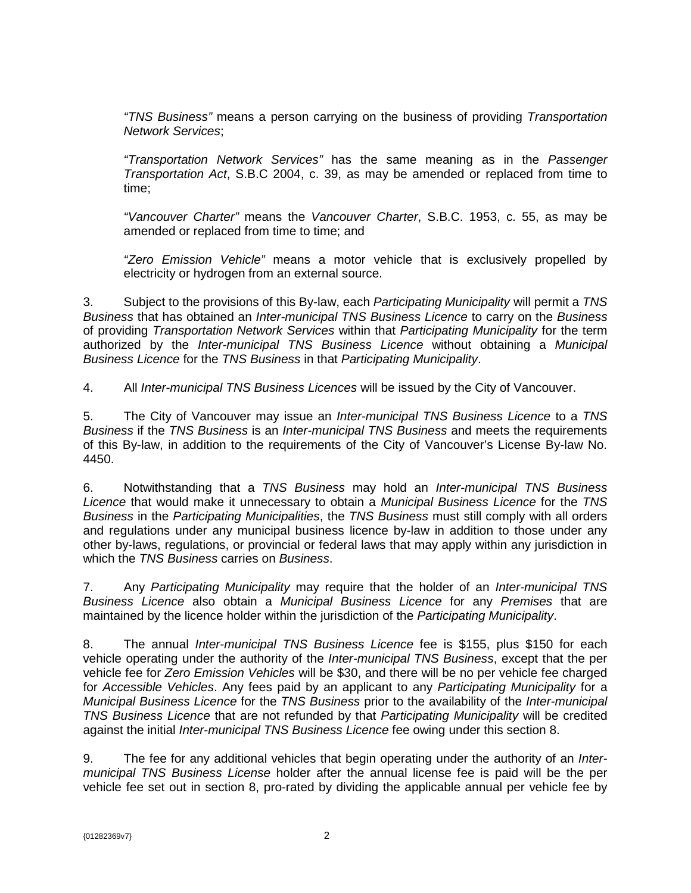*"TNS Business"* means a person carrying on the business of providing *Transportation Network Services*;

*"Transportation Network Services"* has the same meaning as in the *Passenger Transportation Act*, S.B.C 2004, c. 39, as may be amended or replaced from time to time;

*"Vancouver Charter"* means the *Vancouver Charter*, S.B.C. 1953, c. 55, as may be amended or replaced from time to time; and

*"Zero Emission Vehicle"* means a motor vehicle that is exclusively propelled by electricity or hydrogen from an external source.

3. Subject to the provisions of this By-law, each *Participating Municipality* will permit a *TNS Business* that has obtained an *Inter-municipal TNS Business Licence* to carry on the *Business* of providing *Transportation Network Services* within that *Participating Municipality* for the term authorized by the *Inter-municipal TNS Business Licence* without obtaining a *Municipal Business Licence* for the *TNS Business* in that *Participating Municipality*.

4. All *Inter-municipal TNS Business Licences* will be issued by the City of Vancouver.

5. The City of Vancouver may issue an *Inter-municipal TNS Business Licence* to a *TNS Business* if the *TNS Business* is an *Inter-municipal TNS Business* and meets the requirements of this By-law, in addition to the requirements of the City of Vancouver's License By-law No. 4450.

6. Notwithstanding that a *TNS Business* may hold an *Inter-municipal TNS Business Licence* that would make it unnecessary to obtain a *Municipal Business Licence* for the *TNS Business* in the *Participating Municipalities*, the *TNS Business* must still comply with all orders and regulations under any municipal business licence by-law in addition to those under any other by-laws, regulations, or provincial or federal laws that may apply within any jurisdiction in which the *TNS Business* carries on *Business*.

7. Any *Participating Municipality* may require that the holder of an *Inter-municipal TNS Business Licence* also obtain a *Municipal Business Licence* for any *Premises* that are maintained by the licence holder within the jurisdiction of the *Participating Municipality*.

8. The annual *Inter-municipal TNS Business Licence* fee is $155, plus $150 for each vehicle operating under the authority of the *Inter-municipal TNS Business*, except that the per vehicle fee for *Zero Emission Vehicles* will be $30, and there will be no per vehicle fee charged for *Accessible Vehicles*. Any fees paid by an applicant to any *Participating Municipality* for a *Municipal Business Licence* for the *TNS Business* prior to the availability of the *Inter-municipal TNS Business Licence* that are not refunded by that *Participating Municipality* will be credited against the initial *Inter-municipal TNS Business Licence* fee owing under this section 8.

9. The fee for any additional vehicles that begin operating under the authority of an *Inter-municipal TNS Business License* holder after the annual license fee is paid will be the per vehicle fee set out in section 8, pro-rated by dividing the applicable annual per vehicle fee by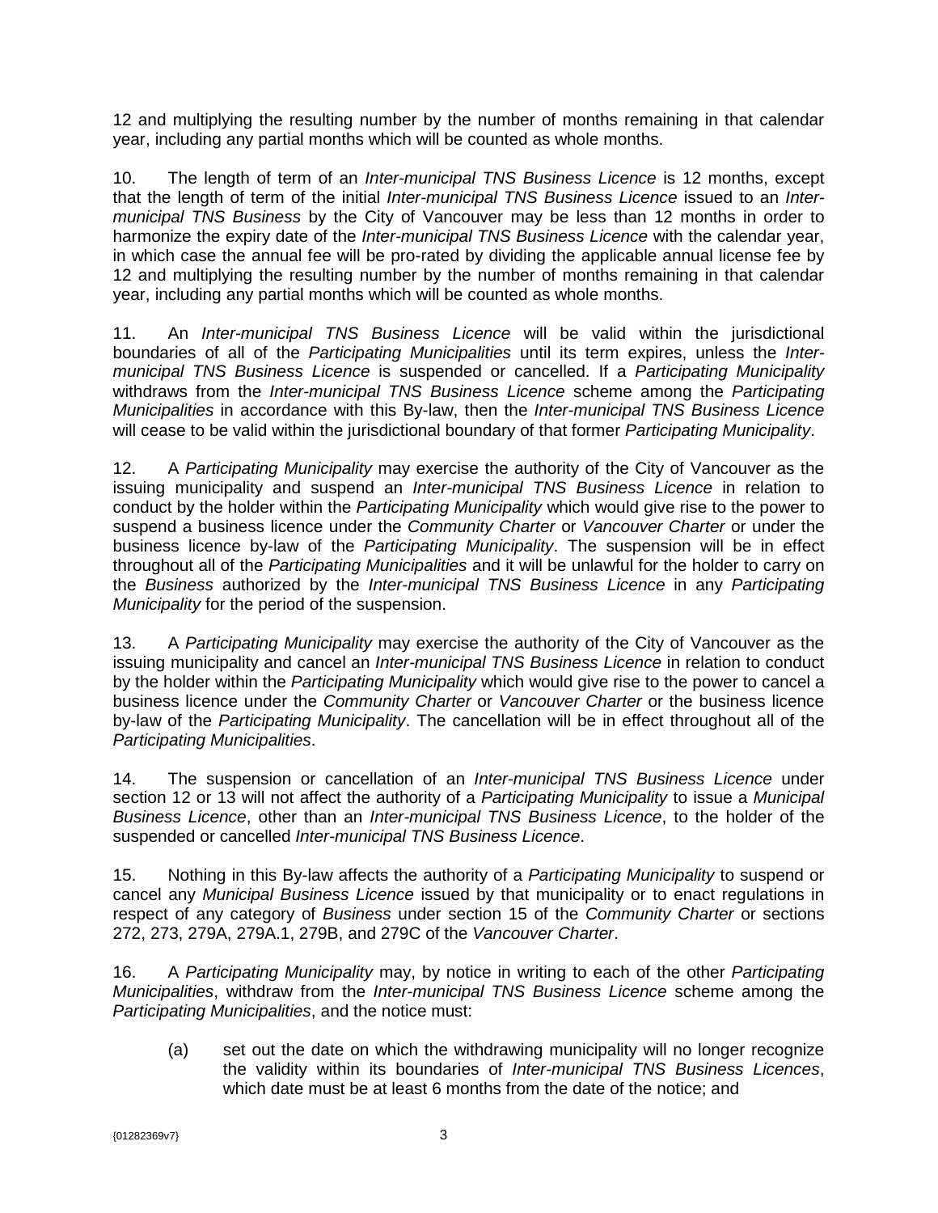12 and multiplying the resulting number by the number of months remaining in that calendar year, including any partial months which will be counted as whole months.

10. The length of term of an *Inter-municipal TNS Business Licence* is 12 months, except that the length of term of the initial *Inter-municipal TNS Business Licence* issued to an *Inter-municipal TNS Business* by the City of Vancouver may be less than 12 months in order to harmonize the expiry date of the *Inter-municipal TNS Business Licence* with the calendar year, in which case the annual fee will be pro-rated by dividing the applicable annual license fee by 12 and multiplying the resulting number by the number of months remaining in that calendar year, including any partial months which will be counted as whole months.

11. An *Inter-municipal TNS Business Licence* will be valid within the jurisdictional boundaries of all of the *Participating Municipalities* until its term expires, unless the *Inter-municipal TNS Business Licence* is suspended or cancelled. If a *Participating Municipality* withdraws from the *Inter-municipal TNS Business Licence* scheme among the *Participating Municipalities* in accordance with this By-law, then the *Inter-municipal TNS Business Licence* will cease to be valid within the jurisdictional boundary of that former *Participating Municipality*.

12. A *Participating Municipality* may exercise the authority of the City of Vancouver as the issuing municipality and suspend an *Inter-municipal TNS Business Licence* in relation to conduct by the holder within the *Participating Municipality* which would give rise to the power to suspend a business licence under the *Community Charter* or *Vancouver Charter* or under the business licence by-law of the *Participating Municipality*. The suspension will be in effect throughout all of the *Participating Municipalities* and it will be unlawful for the holder to carry on the *Business* authorized by the *Inter-municipal TNS Business Licence* in any *Participating Municipality* for the period of the suspension.

13. A *Participating Municipality* may exercise the authority of the City of Vancouver as the issuing municipality and cancel an *Inter-municipal TNS Business Licence* in relation to conduct by the holder within the *Participating Municipality* which would give rise to the power to cancel a business licence under the *Community Charter* or *Vancouver Charter* or the business licence by-law of the *Participating Municipality*. The cancellation will be in effect throughout all of the *Participating Municipalities*.

14. The suspension or cancellation of an *Inter-municipal TNS Business Licence* under section 12 or 13 will not affect the authority of a *Participating Municipality* to issue a *Municipal Business Licence*, other than an *Inter-municipal TNS Business Licence*, to the holder of the suspended or cancelled *Inter-municipal TNS Business Licence*.

15. Nothing in this By-law affects the authority of a *Participating Municipality* to suspend or cancel any *Municipal Business Licence* issued by that municipality or to enact regulations in respect of any category of *Business* under section 15 of the *Community Charter* or sections 272, 273, 279A, 279A.1, 279B, and 279C of the *Vancouver Charter*.

16. A *Participating Municipality* may, by notice in writing to each of the other *Participating Municipalities*, withdraw from the *Inter-municipal TNS Business Licence* scheme among the *Participating Municipalities*, and the notice must:

(a) set out the date on which the withdrawing municipality will no longer recognize the validity within its boundaries of *Inter-municipal TNS Business Licences*, which date must be at least 6 months from the date of the notice; and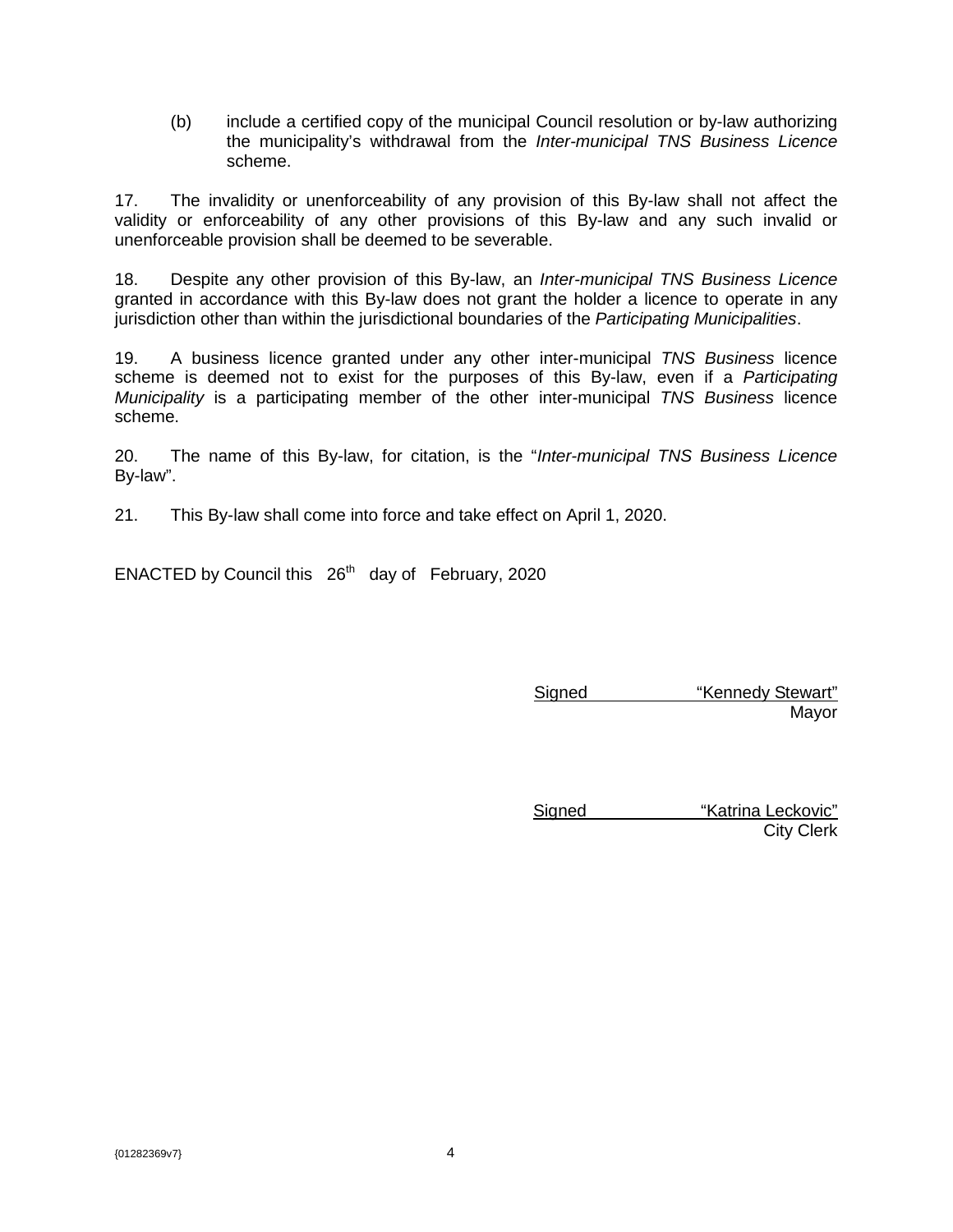(b) include a certified copy of the municipal Council resolution or by-law authorizing the municipality's withdrawal from the *Inter-municipal TNS Business Licence* scheme.

17. The invalidity or unenforceability of any provision of this By-law shall not affect the validity or enforceability of any other provisions of this By-law and any such invalid or unenforceable provision shall be deemed to be severable.

18. Despite any other provision of this By-law, an *Inter-municipal TNS Business Licence* granted in accordance with this By-law does not grant the holder a licence to operate in any jurisdiction other than within the jurisdictional boundaries of the *Participating Municipalities*.

19. A business licence granted under any other inter-municipal *TNS Business* licence scheme is deemed not to exist for the purposes of this By-law, even if a *Participating Municipality* is a participating member of the other inter-municipal *TNS Business* licence scheme.

20. The name of this By-law, for citation, is the "*Inter-municipal TNS Business Licence* By-law".

21. This By-law shall come into force and take effect on April 1, 2020.

ENACTED by Council this 26th day of February, 2020

Signed "Kennedy Stewart"
Mayor

Signed "Katrina Leckovic"
City Clerk

{01282369v7}